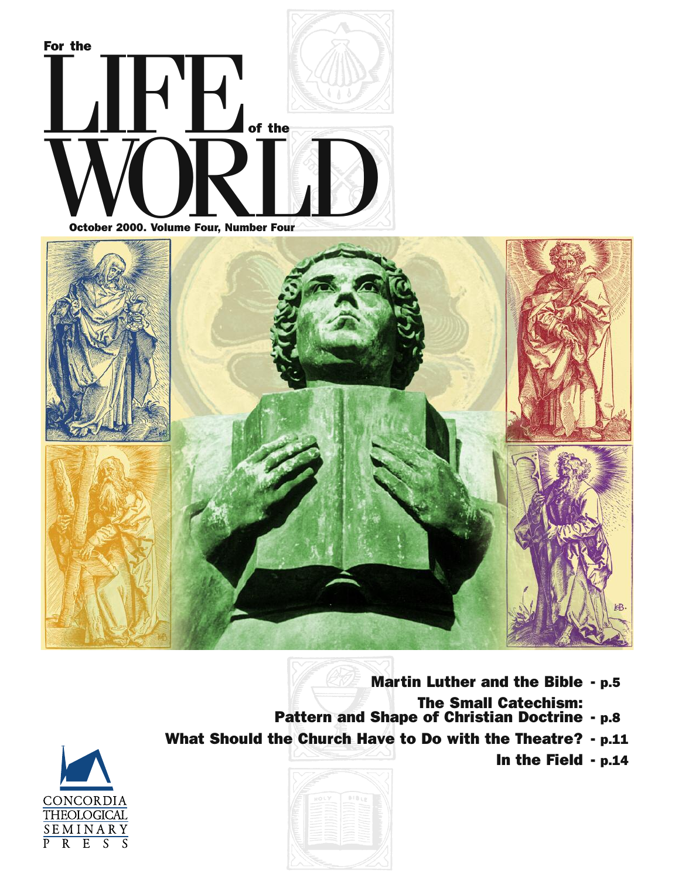# For the LIFE of the WORLD

October 2000. Volume Four, Number Four

**Martin Luther and the Bible** - p.5

**The Small Catechism: Pattern and Shape of Christian Doctrine** - p.8

**What Should the Church Have to Do with the Theatre?** - p.11

**In the Field** - p.14

CONCORDIA THEOLOGICAL SEMINARY PRESS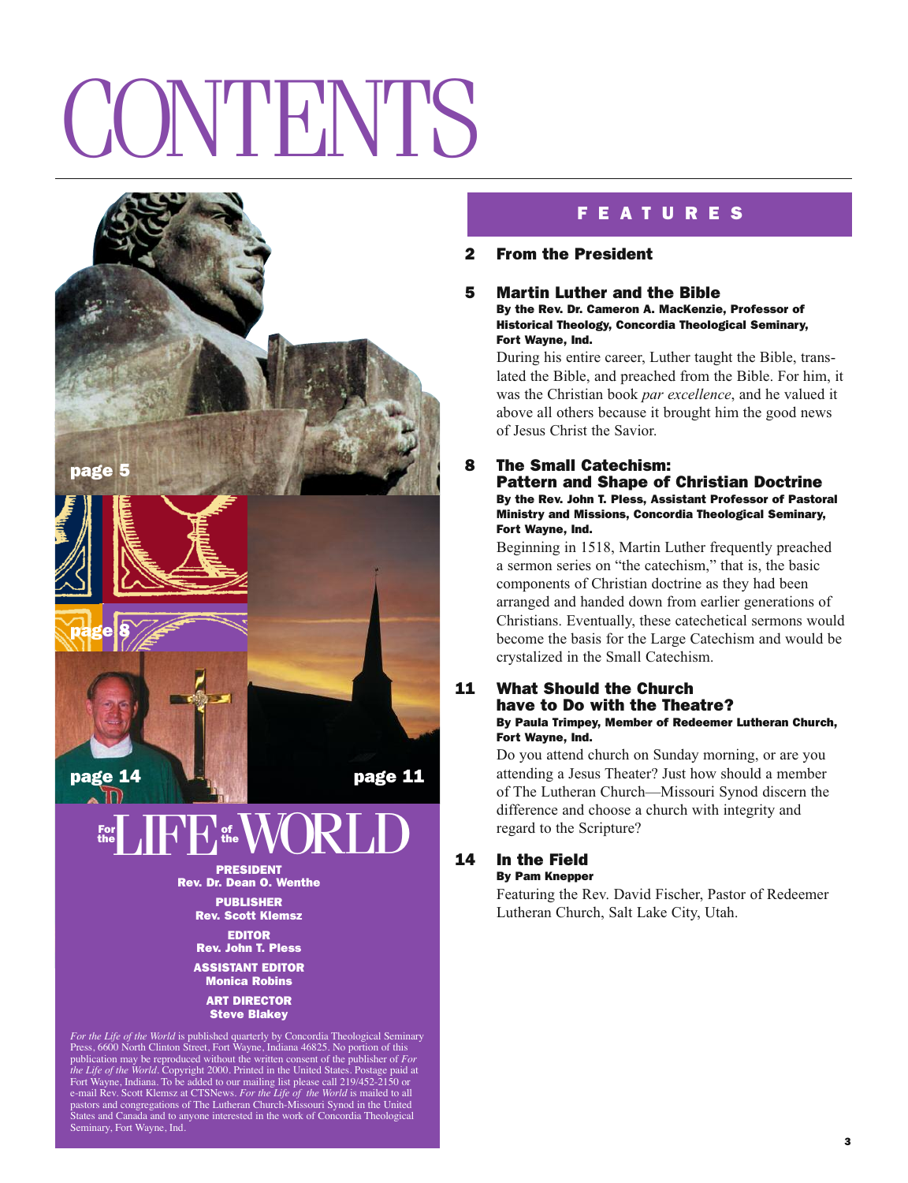# CONTENTS

page 5

page 8

page 14

page 11

## For the LIFE of the WORLD

**PRESIDENT**
**Rev. Dr. Dean O. Wenthe**

**PUBLISHER**
**Rev. Scott Klemsz**

**EDITOR**
**Rev. John T. Pless**

**ASSISTANT EDITOR**
**Monica Robins**

**ART DIRECTOR**
**Steve Blakey**

*For the Life of the World* is published quarterly by Concordia Theological Seminary Press, 6600 North Clinton Street, Fort Wayne, Indiana 46825. No portion of this publication may be reproduced without the written consent of the publisher of *For the Life of the World*. Copyright 2000. Printed in the United States. Postage paid at Fort Wayne, Indiana. To be added to our mailing list please call 219/452-2150 or e-mail Rev. Scott Klemsz at CTSNews. *For the Life of the World* is mailed to all pastors and congregations of The Lutheran Church-Missouri Synod in the United States and Canada and to anyone interested in the work of Concordia Theological Seminary, Fort Wayne, Ind.

## FEATURES

**2 From the President**

**5 Martin Luther and the Bible**
**By the Rev. Dr. Cameron A. MacKenzie, Professor of Historical Theology, Concordia Theological Seminary, Fort Wayne, Ind.**

During his entire career, Luther taught the Bible, translated the Bible, and preached from the Bible. For him, it was the Christian book *par excellence*, and he valued it above all others because it brought him the good news of Jesus Christ the Savior.

**8 The Small Catechism: Pattern and Shape of Christian Doctrine**
**By the Rev. John T. Pless, Assistant Professor of Pastoral Ministry and Missions, Concordia Theological Seminary, Fort Wayne, Ind.**

Beginning in 1518, Martin Luther frequently preached a sermon series on "the catechism," that is, the basic components of Christian doctrine as they had been arranged and handed down from earlier generations of Christians. Eventually, these catechetical sermons would become the basis for the Large Catechism and would be crystalized in the Small Catechism.

**11 What Should the Church have to Do with the Theatre?**
**By Paula Trimpey, Member of Redeemer Lutheran Church, Fort Wayne, Ind.**

Do you attend church on Sunday morning, or are you attending a Jesus Theater? Just how should a member of The Lutheran Church—Missouri Synod discern the difference and choose a church with integrity and regard to the Scripture?

**14 In the Field**
**By Pam Knepper**

Featuring the Rev. David Fischer, Pastor of Redeemer Lutheran Church, Salt Lake City, Utah.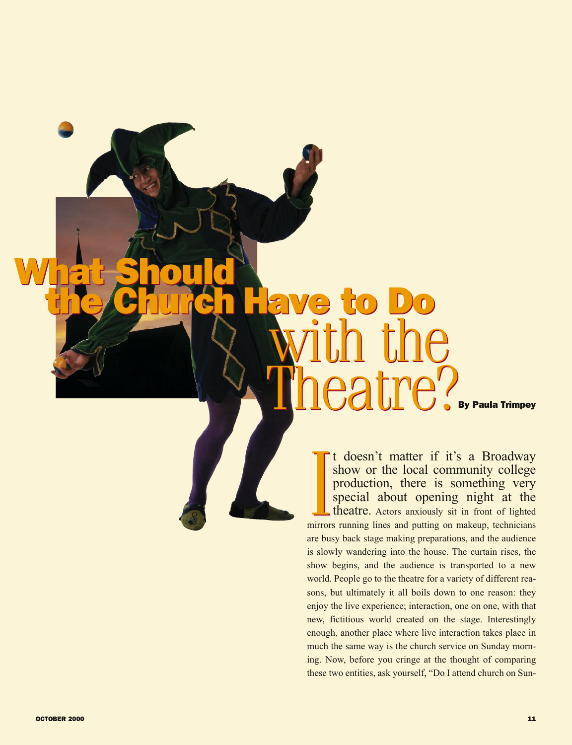# What Should the Church Have to Do with the Theatre?

**By Paula Trimpey**

It doesn't matter if it's a Broadway show or the local community college production, there is something very special about opening night at the theatre. Actors anxiously sit in front of lighted mirrors running lines and putting on makeup, technicians are busy back stage making preparations, and the audience is slowly wandering into the house. The curtain rises, the show begins, and the audience is transported to a new world. People go to the theatre for a variety of different reasons, but ultimately it all boils down to one reason: they enjoy the live experience; interaction, one on one, with that new, fictitious world created on the stage. Interestingly enough, another place where live interaction takes place in much the same way is the church service on Sunday morning. Now, before you cringe at the thought of comparing these two entities, ask yourself, "Do I attend church on Sun-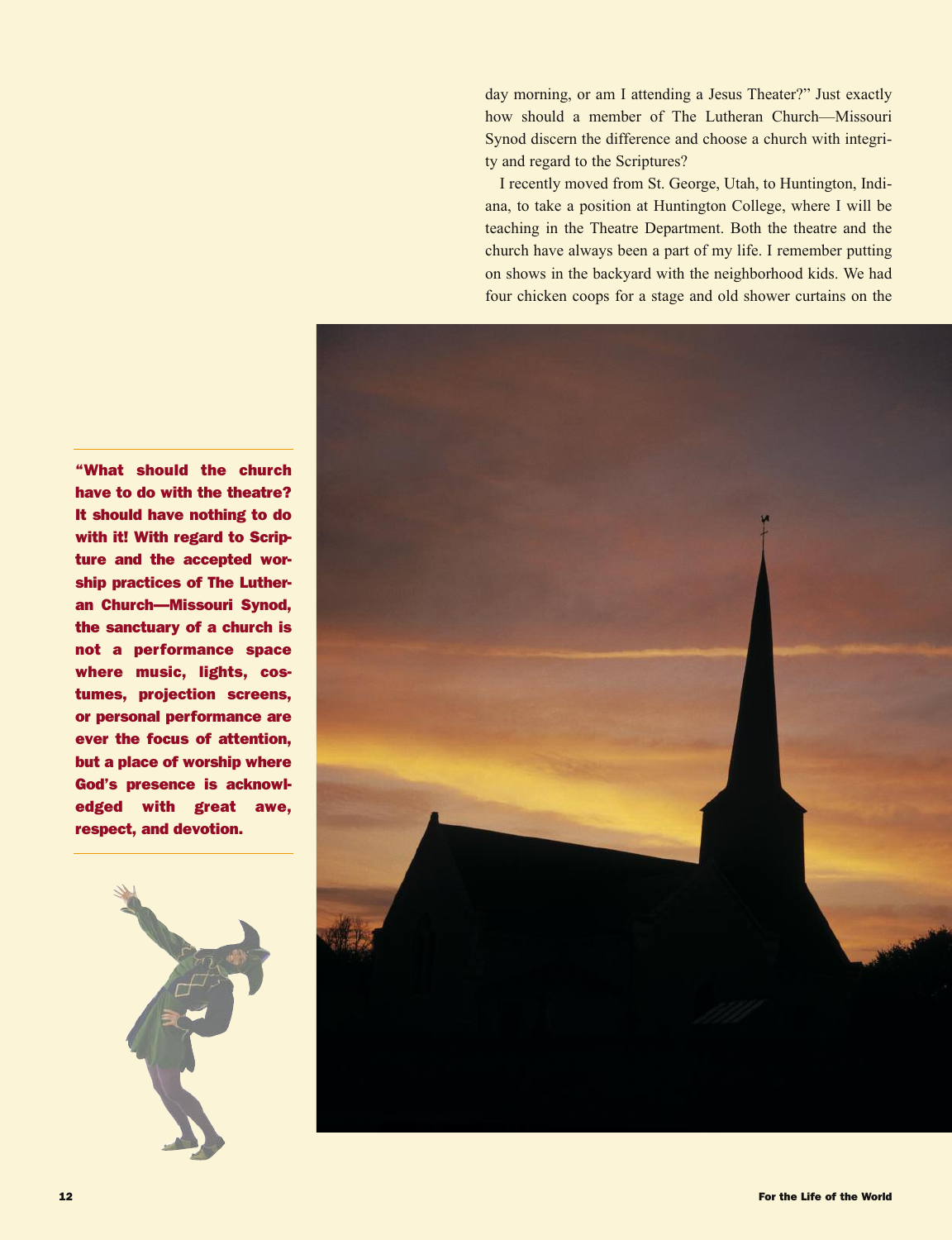day morning, or am I attending a Jesus Theater?" Just exactly how should a member of The Lutheran Church—Missouri Synod discern the difference and choose a church with integrity and regard to the Scriptures?

I recently moved from St. George, Utah, to Huntington, Indiana, to take a position at Huntington College, where I will be teaching in the Theatre Department. Both the theatre and the church have always been a part of my life. I remember putting on shows in the backyard with the neighborhood kids. We had four chicken coops for a stage and old shower curtains on the

**"What should the church have to do with the theatre? It should have nothing to do with it! With regard to Scripture and the accepted worship practices of The Lutheran Church—Missouri Synod, the sanctuary of a church is not a performance space where music, lights, costumes, projection screens, or personal performance are ever the focus of attention, but a place of worship where God's presence is acknowledged with great awe, respect, and devotion.**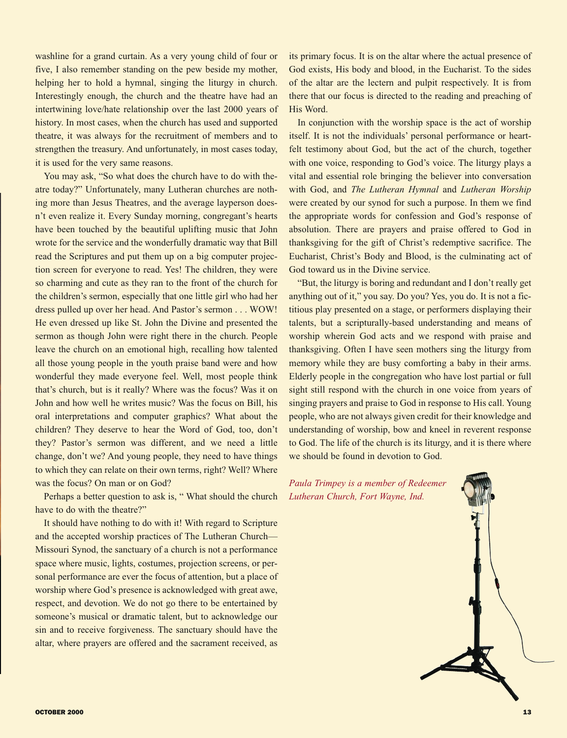washline for a grand curtain. As a very young child of four or five, I also remember standing on the pew beside my mother, helping her to hold a hymnal, singing the liturgy in church. Interestingly enough, the church and the theatre have had an intertwining love/hate relationship over the last 2000 years of history. In most cases, when the church has used and supported theatre, it was always for the recruitment of members and to strengthen the treasury. And unfortunately, in most cases today, it is used for the very same reasons.

You may ask, "So what does the church have to do with theatre today?" Unfortunately, many Lutheran churches are nothing more than Jesus Theatres, and the average layperson doesn't even realize it. Every Sunday morning, congregant's hearts have been touched by the beautiful uplifting music that John wrote for the service and the wonderfully dramatic way that Bill read the Scriptures and put them up on a big computer projection screen for everyone to read. Yes! The children, they were so charming and cute as they ran to the front of the church for the children's sermon, especially that one little girl who had her dress pulled up over her head. And Pastor's sermon . . . WOW! He even dressed up like St. John the Divine and presented the sermon as though John were right there in the church. People leave the church on an emotional high, recalling how talented all those young people in the youth praise band were and how wonderful they made everyone feel. Well, most people think that's church, but is it really? Where was the focus? Was it on John and how well he writes music? Was the focus on Bill, his oral interpretations and computer graphics? What about the children? They deserve to hear the Word of God, too, don't they? Pastor's sermon was different, and we need a little change, don't we? And young people, they need to have things to which they can relate on their own terms, right? Well? Where was the focus? On man or on God?

Perhaps a better question to ask is, " What should the church have to do with the theatre?"

It should have nothing to do with it! With regard to Scripture and the accepted worship practices of The Lutheran Church—Missouri Synod, the sanctuary of a church is not a performance space where music, lights, costumes, projection screens, or personal performance are ever the focus of attention, but a place of worship where God's presence is acknowledged with great awe, respect, and devotion. We do not go there to be entertained by someone's musical or dramatic talent, but to acknowledge our sin and to receive forgiveness. The sanctuary should have the altar, where prayers are offered and the sacrament received, as its primary focus. It is on the altar where the actual presence of God exists, His body and blood, in the Eucharist. To the sides of the altar are the lectern and pulpit respectively. It is from there that our focus is directed to the reading and preaching of His Word.

In conjunction with the worship space is the act of worship itself. It is not the individuals' personal performance or heartfelt testimony about God, but the act of the church, together with one voice, responding to God's voice. The liturgy plays a vital and essential role bringing the believer into conversation with God, and *The Lutheran Hymnal* and *Lutheran Worship* were created by our synod for such a purpose. In them we find the appropriate words for confession and God's response of absolution. There are prayers and praise offered to God in thanksgiving for the gift of Christ's redemptive sacrifice. The Eucharist, Christ's Body and Blood, is the culminating act of God toward us in the Divine service.

"But, the liturgy is boring and redundant and I don't really get anything out of it," you say. Do you? Yes, you do. It is not a fictitious play presented on a stage, or performers displaying their talents, but a scripturally-based understanding and means of worship wherein God acts and we respond with praise and thanksgiving. Often I have seen mothers sing the liturgy from memory while they are busy comforting a baby in their arms. Elderly people in the congregation who have lost partial or full sight still respond with the church in one voice from years of singing prayers and praise to God in response to His call. Young people, who are not always given credit for their knowledge and understanding of worship, bow and kneel in reverent response to God. The life of the church is its liturgy, and it is there where we should be found in devotion to God.

*Paula Trimpey is a member of Redeemer Lutheran Church, Fort Wayne, Ind.*